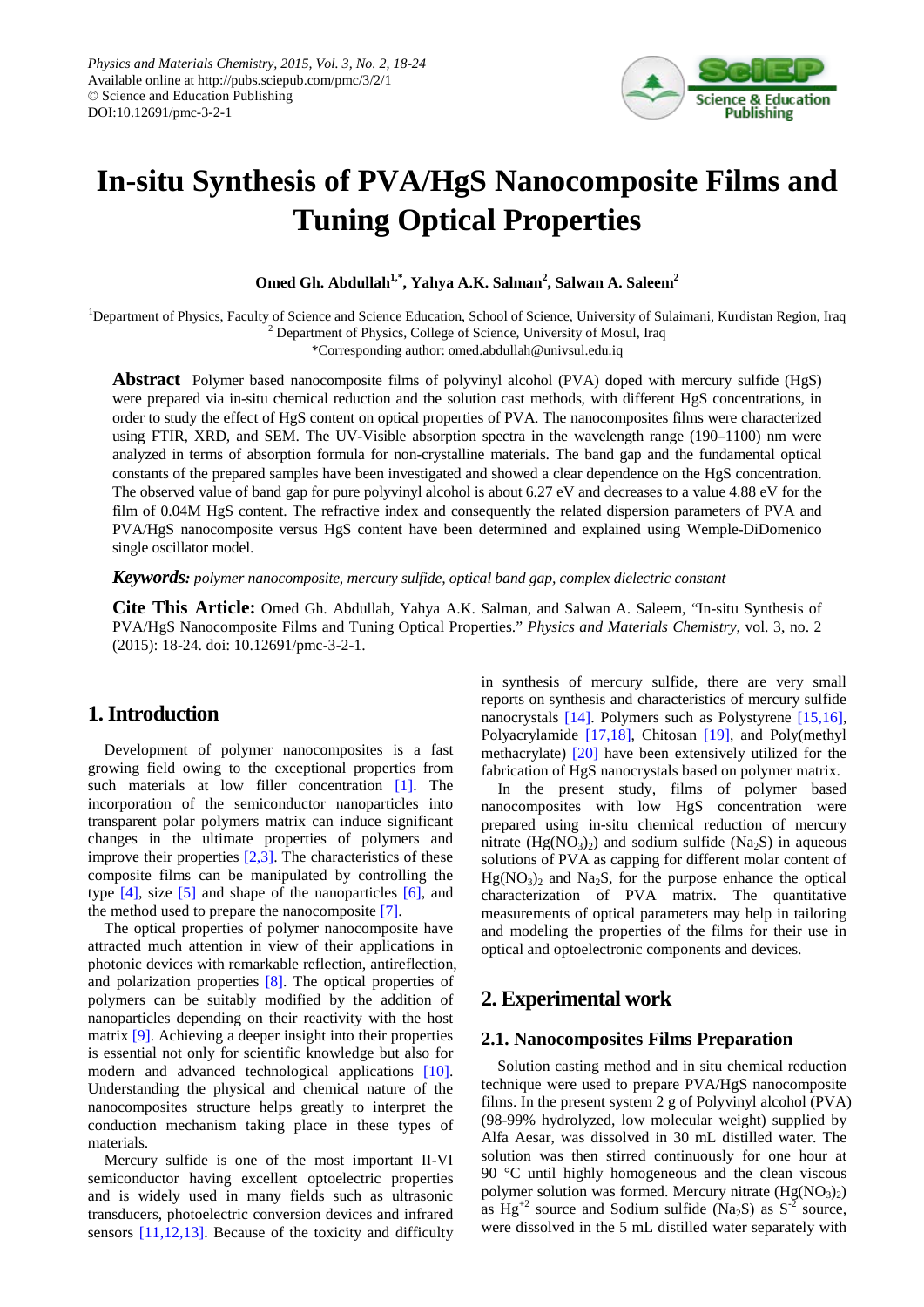# In-situ Synthesis of PVA/HgS Nanocomposite Films and Tuning Optical Properties

**Omed Gh. Abdullah[1,*], Yahya A.K. Salman[2], Salwan A. Saleem[2]**

[1]Department of Physics, Faculty of Science and Science Education, School of Science, University of Sulaimani, Kurdistan Region, Iraq
[2] Department of Physics, College of Science, University of Mosul, Iraq
*Corresponding author: omed.abdullah@univsul.edu.iq

**Abstract** Polymer based nanocomposite films of polyvinyl alcohol (PVA) doped with mercury sulfide (HgS) were prepared via in-situ chemical reduction and the solution cast methods, with different HgS concentrations, in order to study the effect of HgS content on optical properties of PVA. The nanocomposites films were characterized using FTIR, XRD, and SEM. The UV-Visible absorption spectra in the wavelength range (190–1100) nm were analyzed in terms of absorption formula for non-crystalline materials. The band gap and the fundamental optical constants of the prepared samples have been investigated and showed a clear dependence on the HgS concentration. The observed value of band gap for pure polyvinyl alcohol is about 6.27 eV and decreases to a value 4.88 eV for the film of 0.04M HgS content. The refractive index and consequently the related dispersion parameters of PVA and PVA/HgS nanocomposite versus HgS content have been determined and explained using Wemple-DiDomenico single oscillator model.

***Keywords:*** *polymer nanocomposite, mercury sulfide, optical band gap, complex dielectric constant*

**Cite This Article:** Omed Gh. Abdullah, Yahya A.K. Salman, and Salwan A. Saleem, "In-situ Synthesis of PVA/HgS Nanocomposite Films and Tuning Optical Properties." *Physics and Materials Chemistry*, vol. 3, no. 2 (2015): 18-24. doi: 10.12691/pmc-3-2-1.

## 1. Introduction

Development of polymer nanocomposites is a fast growing field owing to the exceptional properties from such materials at low filler concentration [1]. The incorporation of the semiconductor nanoparticles into transparent polar polymers matrix can induce significant changes in the ultimate properties of polymers and improve their properties [2,3]. The characteristics of these composite films can be manipulated by controlling the type [4], size [5] and shape of the nanoparticles [6], and the method used to prepare the nanocomposite [7].

The optical properties of polymer nanocomposite have attracted much attention in view of their applications in photonic devices with remarkable reflection, antireflection, and polarization properties [8]. The optical properties of polymers can be suitably modified by the addition of nanoparticles depending on their reactivity with the host matrix [9]. Achieving a deeper insight into their properties is essential not only for scientific knowledge but also for modern and advanced technological applications [10]. Understanding the physical and chemical nature of the nanocomposites structure helps greatly to interpret the conduction mechanism taking place in these types of materials.

Mercury sulfide is one of the most important II-VI semiconductor having excellent optoelectric properties and is widely used in many fields such as ultrasonic transducers, photoelectric conversion devices and infrared sensors [11,12,13]. Because of the toxicity and difficulty in synthesis of mercury sulfide, there are very small reports on synthesis and characteristics of mercury sulfide nanocrystals [14]. Polymers such as Polystyrene [15,16], Polyacrylamide [17,18], Chitosan [19], and Poly(methyl methacrylate) [20] have been extensively utilized for the fabrication of HgS nanocrystals based on polymer matrix.

In the present study, films of polymer based nanocomposites with low HgS concentration were prepared using in-situ chemical reduction of mercury nitrate ($Hg(NO_3)_2$) and sodium sulfide ($Na_2S$) in aqueous solutions of PVA as capping for different molar content of $Hg(NO_3)_2$ and $Na_2S$, for the purpose enhance the optical characterization of PVA matrix. The quantitative measurements of optical parameters may help in tailoring and modeling the properties of the films for their use in optical and optoelectronic components and devices.

## 2. Experimental work

### 2.1. Nanocomposites Films Preparation

Solution casting method and in situ chemical reduction technique were used to prepare PVA/HgS nanocomposite films. In the present system 2 g of Polyvinyl alcohol (PVA) (98-99% hydrolyzed, low molecular weight) supplied by Alfa Aesar, was dissolved in 30 mL distilled water. The solution was then stirred continuously for one hour at 90 °C until highly homogeneous and the clean viscous polymer solution was formed. Mercury nitrate ($Hg(NO_3)_2$) as $Hg^{+2}$ source and Sodium sulfide ($Na_2S$) as $S^{-2}$ source, were dissolved in the 5 mL distilled water separately with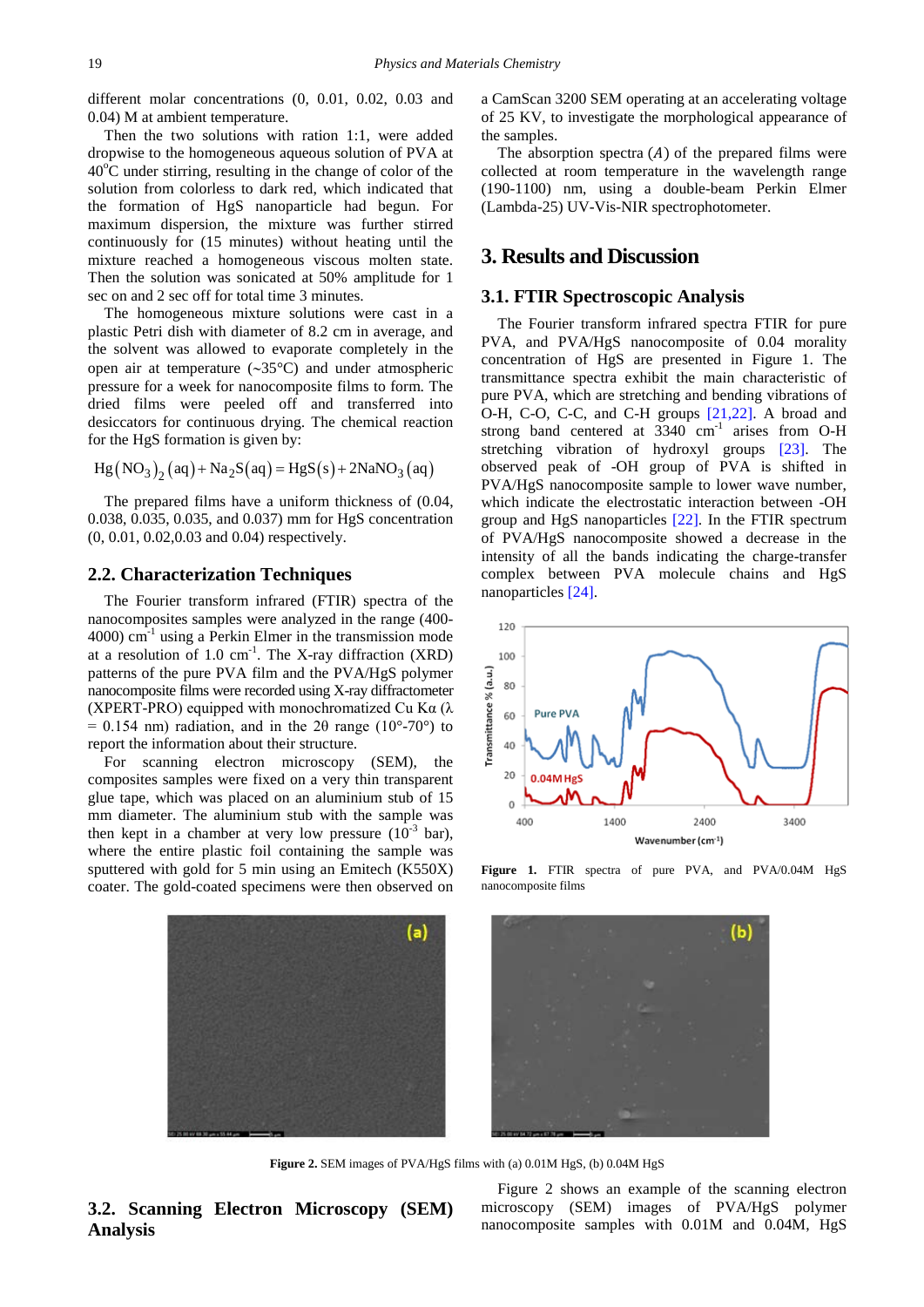different molar concentrations (0, 0.01, 0.02, 0.03 and 0.04) M at ambient temperature.

Then the two solutions with ration 1:1, were added dropwise to the homogeneous aqueous solution of PVA at 40°C under stirring, resulting in the change of color of the solution from colorless to dark red, which indicated that the formation of HgS nanoparticle had begun. For maximum dispersion, the mixture was further stirred continuously for (15 minutes) without heating until the mixture reached a homogeneous viscous molten state. Then the solution was sonicated at 50% amplitude for 1 sec on and 2 sec off for total time 3 minutes.

The homogeneous mixture solutions were cast in a plastic Petri dish with diameter of 8.2 cm in average, and the solvent was allowed to evaporate completely in the open air at temperature (~35°C) and under atmospheric pressure for a week for nanocomposite films to form. The dried films were peeled off and transferred into desiccators for continuous drying. The chemical reaction for the HgS formation is given by:

$$Hg(NO_3)_2(aq) + Na_2S(aq) = HgS(s) + 2NaNO_3(aq)$$

The prepared films have a uniform thickness of (0.04, 0.038, 0.035, 0.035, and 0.037) mm for HgS concentration (0, 0.01, 0.02,0.03 and 0.04) respectively.

## 2.2. Characterization Techniques

The Fourier transform infrared (FTIR) spectra of the nanocomposites samples were analyzed in the range (400-4000) $cm^{-1}$ using a Perkin Elmer in the transmission mode at a resolution of 1.0 $cm^{-1}$. The X-ray diffraction (XRD) patterns of the pure PVA film and the PVA/HgS polymer nanocomposite films were recorded using X-ray diffractometer (XPERT-PRO) equipped with monochromatized Cu Kα (λ = 0.154 nm) radiation, and in the 2θ range (10°-70°) to report the information about their structure.

For scanning electron microscopy (SEM), the composites samples were fixed on a very thin transparent glue tape, which was placed on an aluminium stub of 15 mm diameter. The aluminium stub with the sample was then kept in a chamber at very low pressure ($10^{-3}$ bar), where the entire plastic foil containing the sample was sputtered with gold for 5 min using an Emitech (K550X) coater. The gold-coated specimens were then observed on a CamScan 3200 SEM operating at an accelerating voltage of 25 KV, to investigate the morphological appearance of the samples.

The absorption spectra ($A$) of the prepared films were collected at room temperature in the wavelength range (190-1100) nm, using a double-beam Perkin Elmer (Lambda-25) UV-Vis-NIR spectrophotometer.

# 3. Results and Discussion

## 3.1. FTIR Spectroscopic Analysis

The Fourier transform infrared spectra FTIR for pure PVA, and PVA/HgS nanocomposite of 0.04 morality concentration of HgS are presented in Figure 1. The transmittance spectra exhibit the main characteristic of pure PVA, which are stretching and bending vibrations of O-H, C-O, C-C, and C-H groups [21,22]. A broad and strong band centered at 3340 $cm^{-1}$ arises from O-H stretching vibration of hydroxyl groups [23]. The observed peak of -OH group of PVA is shifted in PVA/HgS nanocomposite sample to lower wave number, which indicate the electrostatic interaction between -OH group and HgS nanoparticles [22]. In the FTIR spectrum of PVA/HgS nanocomposite showed a decrease in the intensity of all the bands indicating the charge-transfer complex between PVA molecule chains and HgS nanoparticles [24].

**Figure 1.** FTIR spectra of pure PVA, and PVA/0.04M HgS nanocomposite films

**Figure 2.** SEM images of PVA/HgS films with (a) 0.01M HgS, (b) 0.04M HgS

## 3.2. Scanning Electron Microscopy (SEM) Analysis

Figure 2 shows an example of the scanning electron microscopy (SEM) images of PVA/HgS polymer nanocomposite samples with 0.01M and 0.04M, HgS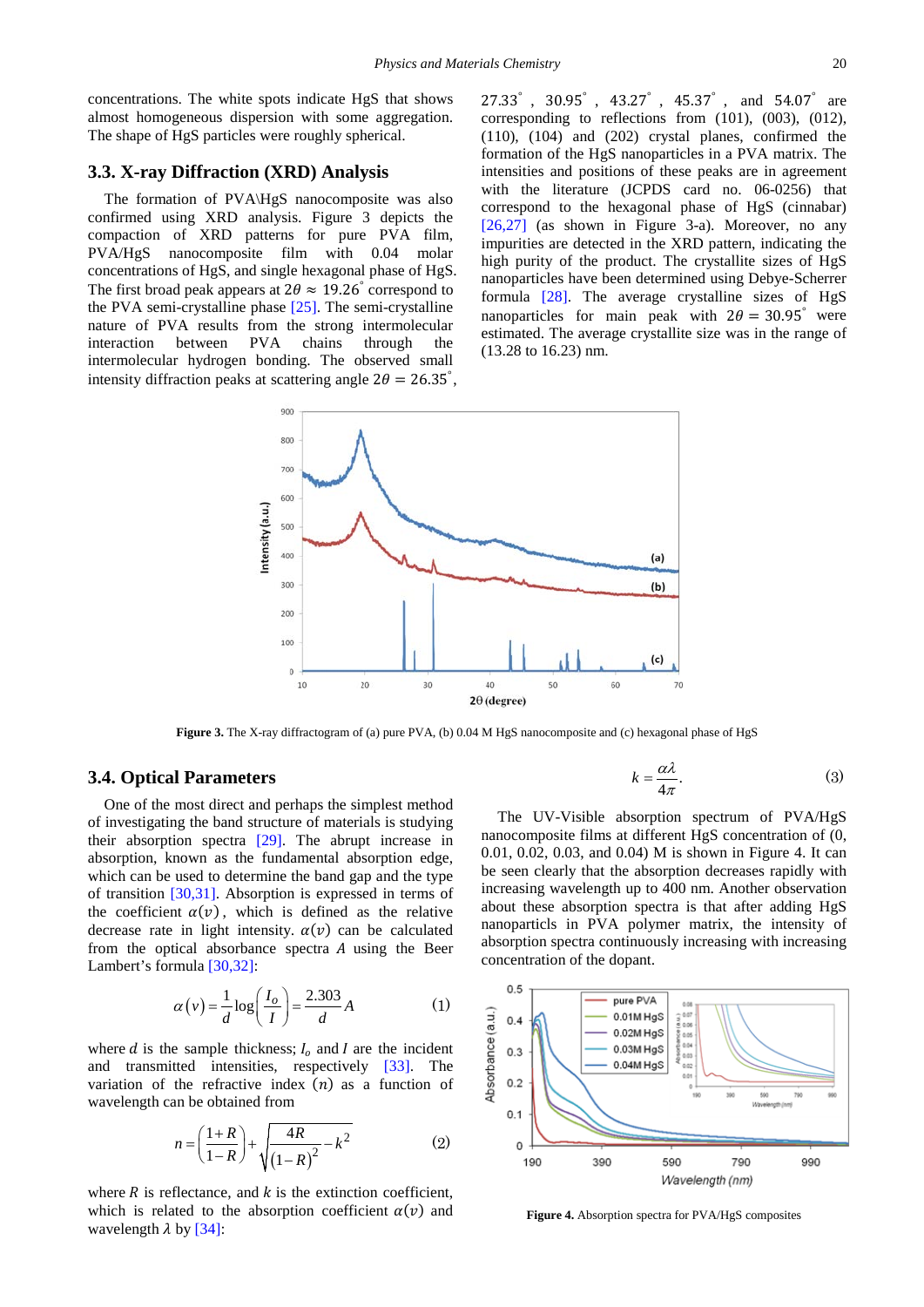concentrations. The white spots indicate HgS that shows almost homogeneous dispersion with some aggregation. The shape of HgS particles were roughly spherical.

### 3.3. X-ray Diffraction (XRD) Analysis

The formation of PVA\HgS nanocomposite was also confirmed using XRD analysis. Figure 3 depicts the compaction of XRD patterns for pure PVA film, PVA/HgS nanocomposite film with 0.04 molar concentrations of HgS, and single hexagonal phase of HgS. The first broad peak appears at $2\theta \approx 19.26^{\circ}$ correspond to the PVA semi-crystalline phase [25]. The semi-crystalline nature of PVA results from the strong intermolecular interaction between PVA chains through the intermolecular hydrogen bonding. The observed small intensity diffraction peaks at scattering angle $2\theta = 26.35^{\circ}$, $27.33^{\circ}$, $30.95^{\circ}$, $43.27^{\circ}$, $45.37^{\circ}$, and $54.07^{\circ}$ are corresponding to reflections from (101), (003), (012), (110), (104) and (202) crystal planes, confirmed the formation of the HgS nanoparticles in a PVA matrix. The intensities and positions of these peaks are in agreement with the literature (JCPDS card no. 06-0256) that correspond to the hexagonal phase of HgS (cinnabar) [26,27] (as shown in Figure 3-a). Moreover, no any impurities are detected in the XRD pattern, indicating the high purity of the product. The crystallite sizes of HgS nanoparticles have been determined using Debye-Scherrer formula [28]. The average crystalline sizes of HgS nanoparticles for main peak with $2\theta = 30.95^{\circ}$ were estimated. The average crystallite size was in the range of (13.28 to 16.23) nm.

**Figure 3.** The X-ray diffractogram of (a) pure PVA, (b) 0.04 M HgS nanocomposite and (c) hexagonal phase of HgS

### 3.4. Optical Parameters

One of the most direct and perhaps the simplest method of investigating the band structure of materials is studying their absorption spectra [29]. The abrupt increase in absorption, known as the fundamental absorption edge, which can be used to determine the band gap and the type of transition [30,31]. Absorption is expressed in terms of the coefficient $\alpha(\upsilon)$, which is defined as the relative decrease rate in light intensity. $\alpha(\upsilon)$ can be calculated from the optical absorbance spectra $A$ using the Beer Lambert's formula [30,32]:

$$\alpha(v) = \frac{1}{d}\log\left(\frac{I_o}{I}\right) = \frac{2.303}{d}A \qquad (1)$$

where $d$ is the sample thickness; $I_o$ and $I$ are the incident and transmitted intensities, respectively [33]. The variation of the refractive index $(n)$ as a function of wavelength can be obtained from

$$n = \left(\frac{1+R}{1-R}\right) + \sqrt{\frac{4R}{(1-R)^2} - k^2} \qquad (2)$$

where $R$ is reflectance, and $k$ is the extinction coefficient, which is related to the absorption coefficient $\alpha(\upsilon)$ and wavelength $\lambda$ by [34]:

$$k = \frac{\alpha\lambda}{4\pi}. \qquad (3)$$

The UV-Visible absorption spectrum of PVA/HgS nanocomposite films at different HgS concentration of (0, 0.01, 0.02, 0.03, and 0.04) M is shown in Figure 4. It can be seen clearly that the absorption decreases rapidly with increasing wavelength up to 400 nm. Another observation about these absorption spectra is that after adding HgS nanoparticls in PVA polymer matrix, the intensity of absorption spectra continuously increasing with increasing concentration of the dopant.

**Figure 4.** Absorption spectra for PVA/HgS composites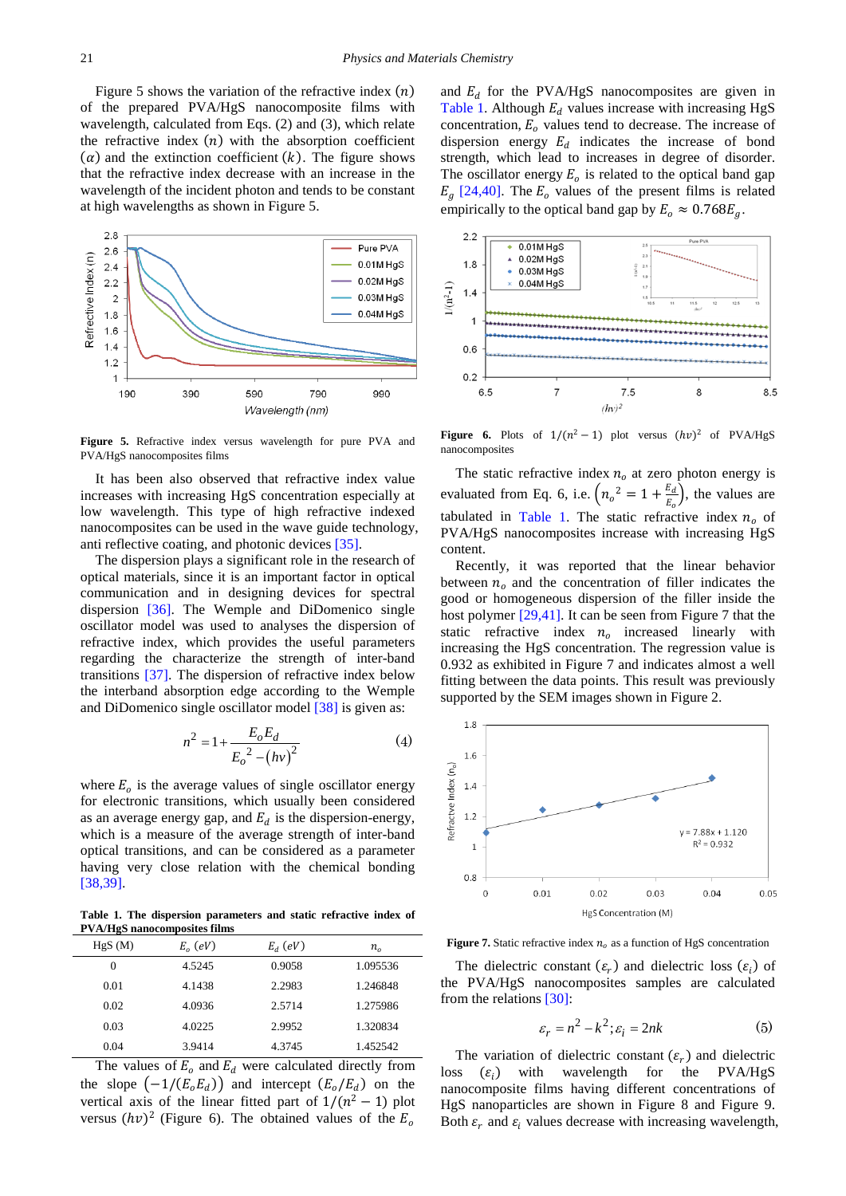Figure 5 shows the variation of the refractive index ($n$) of the prepared PVA/HgS nanocomposite films with wavelength, calculated from Eqs. (2) and (3), which relate the refractive index ($n$) with the absorption coefficient ($\alpha$) and the extinction coefficient ($k$). The figure shows that the refractive index decrease with an increase in the wavelength of the incident photon and tends to be constant at high wavelengths as shown in Figure 5.

**Figure 5.** Refractive index versus wavelength for pure PVA and PVA/HgS nanocomposites films

It has been also observed that refractive index value increases with increasing HgS concentration especially at low wavelength. This type of high refractive indexed nanocomposites can be used in the wave guide technology, anti reflective coating, and photonic devices [35].

The dispersion plays a significant role in the research of optical materials, since it is an important factor in optical communication and in designing devices for spectral dispersion [36]. The Wemple and DiDomenico single oscillator model was used to analyses the dispersion of refractive index, which provides the useful parameters regarding the characterize the strength of inter-band transitions [37]. The dispersion of refractive index below the interband absorption edge according to the Wemple and DiDomenico single oscillator model [38] is given as:

$$n^2 = 1 + \frac{E_o E_d}{E_o{}^2 - (h\nu)^2} \tag{4}$$

where $E_o$ is the average values of single oscillator energy for electronic transitions, which usually been considered as an average energy gap, and $E_d$ is the dispersion-energy, which is a measure of the average strength of inter-band optical transitions, and can be considered as a parameter having very close relation with the chemical bonding [38,39].

**Table 1. The dispersion parameters and static refractive index of PVA/HgS nanocomposites films**

| HgS (M) | $E_o$ $(eV)$ | $E_d$ $(eV)$ | $n_o$ |
|---|---|---|---|
| 0 | 4.5245 | 0.9058 | 1.095536 |
| 0.01 | 4.1438 | 2.2983 | 1.246848 |
| 0.02 | 4.0936 | 2.5714 | 1.275986 |
| 0.03 | 4.0225 | 2.9952 | 1.320834 |
| 0.04 | 3.9414 | 4.3745 | 1.452542 |

The values of $E_o$ and $E_d$ were calculated directly from the slope $\left(-1/(E_o E_d)\right)$ and intercept $(E_o/E_d)$ on the vertical axis of the linear fitted part of $1/(n^2-1)$ plot versus $(h\nu)^2$ (Figure 6). The obtained values of the $E_o$ and $E_d$ for the PVA/HgS nanocomposites are given in Table 1. Although $E_d$ values increase with increasing HgS concentration, $E_o$ values tend to decrease. The increase of dispersion energy $E_d$ indicates the increase of bond strength, which lead to increases in degree of disorder. The oscillator energy $E_o$ is related to the optical band gap $E_g$ [24,40]. The $E_o$ values of the present films is related empirically to the optical band gap by $E_o \approx 0.768E_g$.

**Figure 6.** Plots of $1/(n^2-1)$ plot versus $(h\nu)^2$ of PVA/HgS nanocomposites

The static refractive index $n_o$ at zero photon energy is evaluated from Eq. 6, i.e. $\left(n_o{}^2 = 1 + \frac{E_d}{E_o}\right)$, the values are tabulated in Table 1. The static refractive index $n_o$ of PVA/HgS nanocomposites increase with increasing HgS content.

Recently, it was reported that the linear behavior between $n_o$ and the concentration of filler indicates the good or homogeneous dispersion of the filler inside the host polymer [29,41]. It can be seen from Figure 7 that the static refractive index $n_o$ increased linearly with increasing the HgS concentration. The regression value is 0.932 as exhibited in Figure 7 and indicates almost a well fitting between the data points. This result was previously supported by the SEM images shown in Figure 2.

**Figure 7.** Static refractive index $n_o$ as a function of HgS concentration

The dielectric constant ($\varepsilon_r$) and dielectric loss ($\varepsilon_i$) of the PVA/HgS nanocomposites samples are calculated from the relations [30]:

$$\varepsilon_r = n^2 - k^2; \varepsilon_i = 2nk \tag{5}$$

The variation of dielectric constant ($\varepsilon_r$) and dielectric loss ($\varepsilon_i$) with wavelength for the PVA/HgS nanocomposite films having different concentrations of HgS nanoparticles are shown in Figure 8 and Figure 9. Both $\varepsilon_r$ and $\varepsilon_i$ values decrease with increasing wavelength,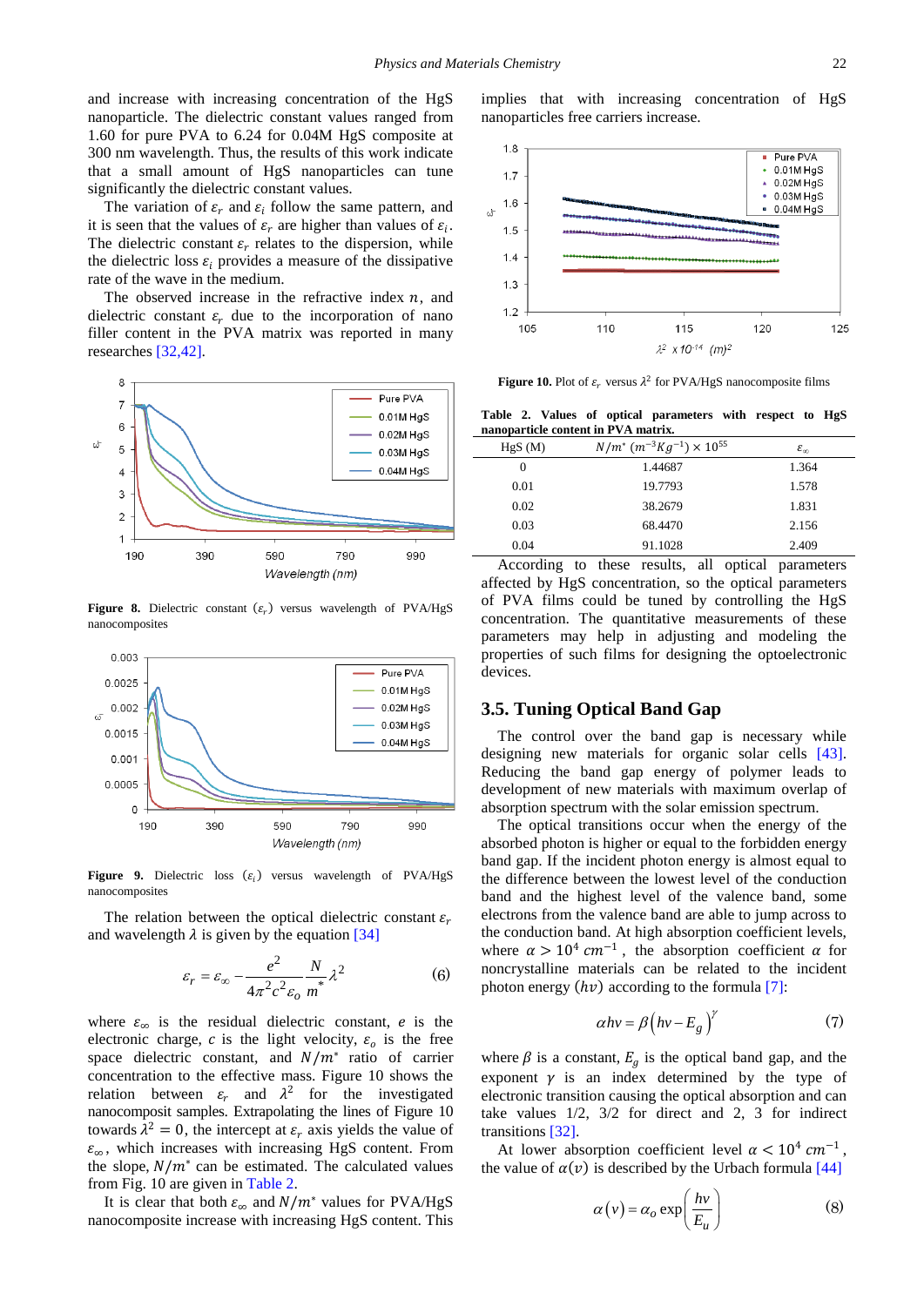and increase with increasing concentration of the HgS nanoparticle. The dielectric constant values ranged from 1.60 for pure PVA to 6.24 for 0.04M HgS composite at 300 nm wavelength. Thus, the results of this work indicate that a small amount of HgS nanoparticles can tune significantly the dielectric constant values.

The variation of $\varepsilon_r$ and $\varepsilon_i$ follow the same pattern, and it is seen that the values of $\varepsilon_r$ are higher than values of $\varepsilon_i$. The dielectric constant $\varepsilon_r$ relates to the dispersion, while the dielectric loss $\varepsilon_i$ provides a measure of the dissipative rate of the wave in the medium.

The observed increase in the refractive index $n$, and dielectric constant $\varepsilon_r$ due to the incorporation of nano filler content in the PVA matrix was reported in many researches [32,42].

**Figure 8.** Dielectric constant ($\varepsilon_r$) versus wavelength of PVA/HgS nanocomposites

**Figure 9.** Dielectric loss ($\varepsilon_i$) versus wavelength of PVA/HgS nanocomposites

The relation between the optical dielectric constant $\varepsilon_r$ and wavelength $\lambda$ is given by the equation [34]

$$\varepsilon_r = \varepsilon_\infty - \frac{e^2}{4\pi^2 c^2 \varepsilon_o} \frac{N}{m^*} \lambda^2 \tag{6}$$

where $\varepsilon_\infty$ is the residual dielectric constant, $e$ is the electronic charge, $c$ is the light velocity, $\varepsilon_o$ is the free space dielectric constant, and $N/m^*$ ratio of carrier concentration to the effective mass. Figure 10 shows the relation between $\varepsilon_r$ and $\lambda^2$ for the investigated nanocomposit samples. Extrapolating the lines of Figure 10 towards $\lambda^2 = 0$, the intercept at $\varepsilon_r$ axis yields the value of $\varepsilon_\infty$, which increases with increasing HgS content. From the slope, $N/m^*$ can be estimated. The calculated values from Fig. 10 are given in Table 2.

It is clear that both $\varepsilon_\infty$ and $N/m^*$ values for PVA/HgS nanocomposite increase with increasing HgS content. This implies that with increasing concentration of HgS nanoparticles free carriers increase.

**Figure 10.** Plot of $\varepsilon_r$ versus $\lambda^2$ for PVA/HgS nanocomposite films

**Table 2.** Values of optical parameters with respect to HgS nanoparticle content in PVA matrix.

| HgS (M) | $N/m^*$ $(m^{-3}Kg^{-1}) \times 10^{55}$ | $\varepsilon_\infty$ |
|---|---|---|
| 0 | 1.44687 | 1.364 |
| 0.01 | 19.7793 | 1.578 |
| 0.02 | 38.2679 | 1.831 |
| 0.03 | 68.4470 | 2.156 |
| 0.04 | 91.1028 | 2.409 |

According to these results, all optical parameters affected by HgS concentration, so the optical parameters of PVA films could be tuned by controlling the HgS concentration. The quantitative measurements of these parameters may help in adjusting and modeling the properties of such films for designing the optoelectronic devices.

## 3.5. Tuning Optical Band Gap

The control over the band gap is necessary while designing new materials for organic solar cells [43]. Reducing the band gap energy of polymer leads to development of new materials with maximum overlap of absorption spectrum with the solar emission spectrum.

The optical transitions occur when the energy of the absorbed photon is higher or equal to the forbidden energy band gap. If the incident photon energy is almost equal to the difference between the lowest level of the conduction band and the highest level of the valence band, some electrons from the valence band are able to jump across to the conduction band. At high absorption coefficient levels, where $\alpha > 10^4\ cm^{-1}$, the absorption coefficient $\alpha$ for noncrystalline materials can be related to the incident photon energy $(h\nu)$ according to the formula [7]:

$$\alpha h\nu = \beta \left(h\nu - E_g\right)^\gamma \tag{7}$$

where $\beta$ is a constant, $E_g$ is the optical band gap, and the exponent $\gamma$ is an index determined by the type of electronic transition causing the optical absorption and can take values 1/2, 3/2 for direct and 2, 3 for indirect transitions [32].

At lower absorption coefficient level $\alpha < 10^4\ cm^{-1}$, the value of $\alpha(\nu)$ is described by the Urbach formula [44]

$$\alpha(\nu) = \alpha_o \exp\left(\frac{h\nu}{E_u}\right) \tag{8}$$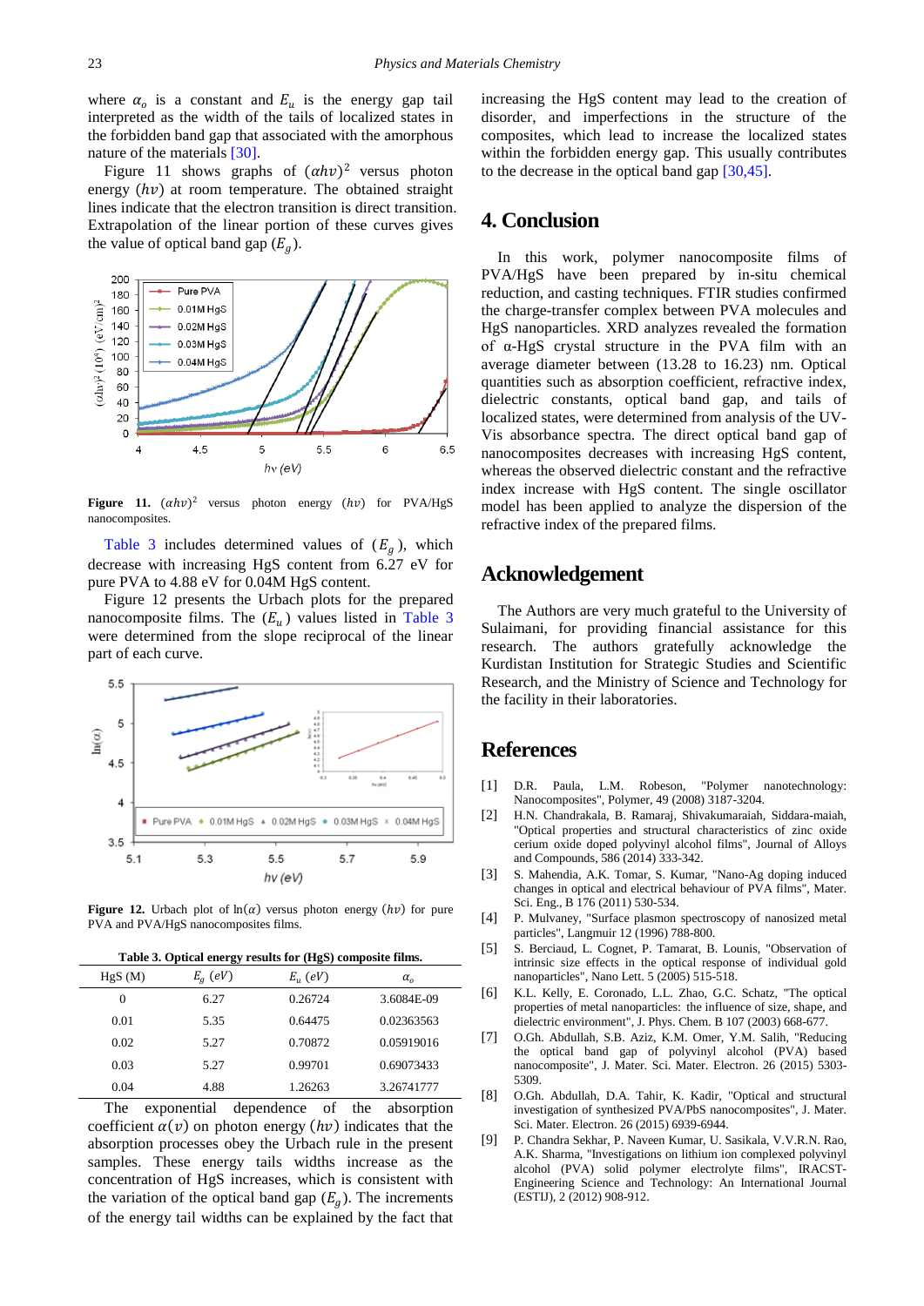where $\alpha_o$ is a constant and $E_u$ is the energy gap tail interpreted as the width of the tails of localized states in the forbidden band gap that associated with the amorphous nature of the materials [30].

Figure 11 shows graphs of $(\alpha h\nu)^2$ versus photon energy $(h\nu)$ at room temperature. The obtained straight lines indicate that the electron transition is direct transition. Extrapolation of the linear portion of these curves gives the value of optical band gap $(E_g)$.

**Figure 11.** $(\alpha h\nu)^2$ versus photon energy $(h\nu)$ for PVA/HgS nanocomposites.

Table 3 includes determined values of $(E_g)$, which decrease with increasing HgS content from 6.27 eV for pure PVA to 4.88 eV for 0.04M HgS content.

Figure 12 presents the Urbach plots for the prepared nanocomposite films. The $(E_u)$ values listed in Table 3 were determined from the slope reciprocal of the linear part of each curve.

**Figure 12.** Urbach plot of $\ln(\alpha)$ versus photon energy $(h\nu)$ for pure PVA and PVA/HgS nanocomposites films.

**Table 3. Optical energy results for (HgS) composite films.**

| HgS (M) | $E_g$ (eV) | $E_u$ (eV) | $\alpha_o$ |
|---|---|---|---|
| 0 | 6.27 | 0.26724 | 3.6084E-09 |
| 0.01 | 5.35 | 0.64475 | 0.02363563 |
| 0.02 | 5.27 | 0.70872 | 0.05919016 |
| 0.03 | 5.27 | 0.99701 | 0.69073433 |
| 0.04 | 4.88 | 1.26263 | 3.26741777 |

The exponential dependence of the absorption coefficient $\alpha(\nu)$ on photon energy $(h\nu)$ indicates that the absorption processes obey the Urbach rule in the present samples. These energy tails widths increase as the concentration of HgS increases, which is consistent with the variation of the optical band gap $(E_g)$. The increments of the energy tail widths can be explained by the fact that increasing the HgS content may lead to the creation of disorder, and imperfections in the structure of the composites, which lead to increase the localized states within the forbidden energy gap. This usually contributes to the decrease in the optical band gap [30,45].

## 4. Conclusion

In this work, polymer nanocomposite films of PVA/HgS have been prepared by in-situ chemical reduction, and casting techniques. FTIR studies confirmed the charge-transfer complex between PVA molecules and HgS nanoparticles. XRD analyzes revealed the formation of α-HgS crystal structure in the PVA film with an average diameter between (13.28 to 16.23) nm. Optical quantities such as absorption coefficient, refractive index, dielectric constants, optical band gap, and tails of localized states, were determined from analysis of the UV-Vis absorbance spectra. The direct optical band gap of nanocomposites decreases with increasing HgS content, whereas the observed dielectric constant and the refractive index increase with HgS content. The single oscillator model has been applied to analyze the dispersion of the refractive index of the prepared films.

## Acknowledgement

The Authors are very much grateful to the University of Sulaimani, for providing financial assistance for this research. The authors gratefully acknowledge the Kurdistan Institution for Strategic Studies and Scientific Research, and the Ministry of Science and Technology for the facility in their laboratories.

## References

[1] D.R. Paula, L.M. Robeson, "Polymer nanotechnology: Nanocomposites", Polymer, 49 (2008) 3187-3204.

[2] H.N. Chandrakala, B. Ramaraj, Shivakumaraiah, Siddara-maiah, "Optical properties and structural characteristics of zinc oxide cerium oxide doped polyvinyl alcohol films", Journal of Alloys and Compounds, 586 (2014) 333-342.

[3] S. Mahendia, A.K. Tomar, S. Kumar, "Nano-Ag doping induced changes in optical and electrical behaviour of PVA films", Mater. Sci. Eng., B 176 (2011) 530-534.

[4] P. Mulvaney, "Surface plasmon spectroscopy of nanosized metal particles", Langmuir 12 (1996) 788-800.

[5] S. Berciaud, L. Cognet, P. Tamarat, B. Lounis, "Observation of intrinsic size effects in the optical response of individual gold nanoparticles", Nano Lett. 5 (2005) 515-518.

[6] K.L. Kelly, E. Coronado, L.L. Zhao, G.C. Schatz, "The optical properties of metal nanoparticles: the influence of size, shape, and dielectric environment", J. Phys. Chem. B 107 (2003) 668-677.

[7] O.Gh. Abdullah, S.B. Aziz, K.M. Omer, Y.M. Salih, "Reducing the optical band gap of polyvinyl alcohol (PVA) based nanocomposite", J. Mater. Sci. Mater. Electron. 26 (2015) 5303-5309.

[8] O.Gh. Abdullah, D.A. Tahir, K. Kadir, "Optical and structural investigation of synthesized PVA/PbS nanocomposites", J. Mater. Sci. Electron. 26 (2015) 6939-6944.

[9] P. Chandra Sekhar, P. Naveen Kumar, U. Sasikala, V.V.R.N. Rao, A.K. Sharma, "Investigations on lithium ion complexed polyvinyl alcohol (PVA) solid polymer electrolyte films", IRACST-Engineering Science and Technology: An International Journal (ESTIJ), 2 (2012) 908-912.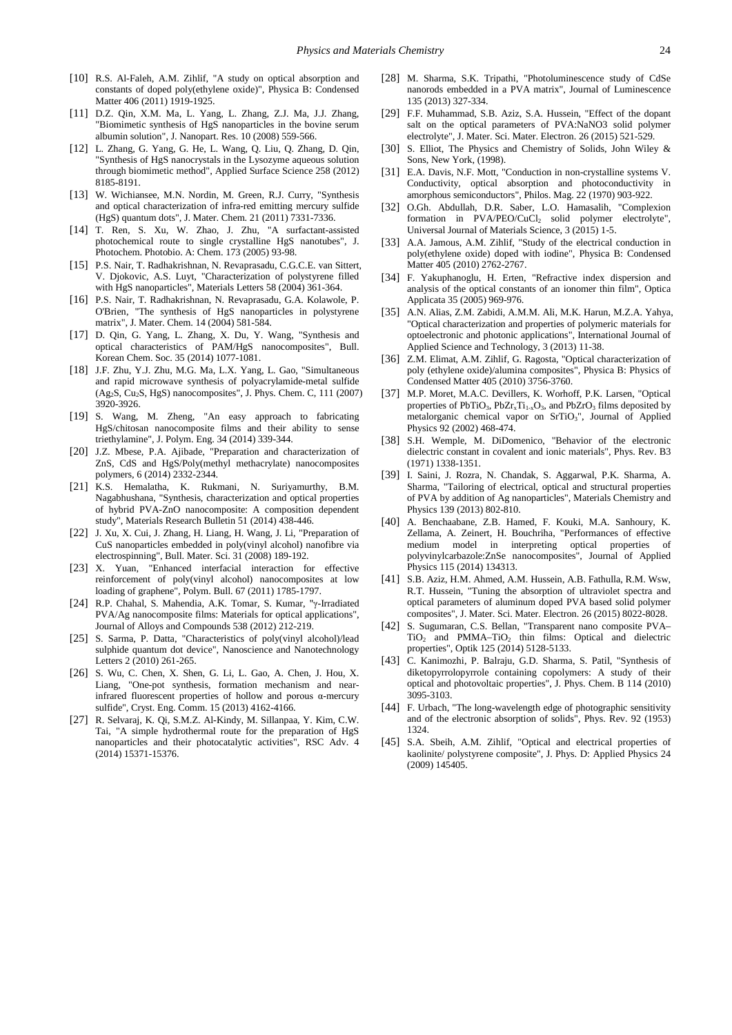[10] R.S. Al-Faleh, A.M. Zihlif, "A study on optical absorption and constants of doped poly(ethylene oxide)", Physica B: Condensed Matter 406 (2011) 1919-1925.

[11] D.Z. Qin, X.M. Ma, L. Yang, L. Zhang, Z.J. Ma, J.J. Zhang, "Biomimetic synthesis of HgS nanoparticles in the bovine serum albumin solution", J. Nanopart. Res. 10 (2008) 559-566.

[12] L. Zhang, G. Yang, G. He, L. Wang, Q. Liu, Q. Zhang, D. Qin, "Synthesis of HgS nanocrystals in the Lysozyme aqueous solution through biomimetic method", Applied Surface Science 258 (2012) 8185-8191.

[13] W. Wichiansee, M.N. Nordin, M. Green, R.J. Curry, "Synthesis and optical characterization of infra-red emitting mercury sulfide (HgS) quantum dots", J. Mater. Chem. 21 (2011) 7331-7336.

[14] T. Ren, S. Xu, W. Zhao, J. Zhu, "A surfactant-assisted photochemical route to single crystalline HgS nanotubes", J. Photochem. Photobio. A: Chem. 173 (2005) 93-98.

[15] P.S. Nair, T. Radhakrishnan, N. Revaprasadu, C.G.C.E. van Sittert, V. Djokovic, A.S. Luyt, "Characterization of polystyrene filled with HgS nanoparticles", Materials Letters 58 (2004) 361-364.

[16] P.S. Nair, T. Radhakrishnan, N. Revaprasadu, G.A. Kolawole, P. O'Brien, "The synthesis of HgS nanoparticles in polystyrene matrix", J. Mater. Chem. 14 (2004) 581-584.

[17] D. Qin, G. Yang, L. Zhang, X. Du, Y. Wang, "Synthesis and optical characteristics of PAM/HgS nanocomposites", Bull. Korean Chem. Soc. 35 (2014) 1077-1081.

[18] J.F. Zhu, Y.J. Zhu, M.G. Ma, L.X. Yang, L. Gao, "Simultaneous and rapid microwave synthesis of polyacrylamide-metal sulfide ($Ag_2S$, $Cu_2S$, HgS) nanocomposites", J. Phys. Chem. C, 111 (2007) 3920-3926.

[19] S. Wang, M. Zheng, "An easy approach to fabricating HgS/chitosan nanocomposite films and their ability to sense triethylamine", J. Polym. Eng. 34 (2014) 339-344.

[20] J.Z. Mbese, P.A. Ajibade, "Preparation and characterization of ZnS, CdS and HgS/Poly(methyl methacrylate) nanocomposites polymers, 6 (2014) 2332-2344.

[21] K.S. Hemalatha, K. Rukmani, N. Suriyamurthy, B.M. Nagabhushana, "Synthesis, characterization and optical properties of hybrid PVA-ZnO nanocomposite: A composition dependent study", Materials Research Bulletin 51 (2014) 438-446.

[22] J. Xu, X. Cui, J. Zhang, H. Liang, H. Wang, J. Li, "Preparation of CuS nanoparticles embedded in poly(vinyl alcohol) nanofibre via electrospinning", Bull. Mater. Sci. 31 (2008) 189-192.

[23] X. Yuan, "Enhanced interfacial interaction for effective reinforcement of poly(vinyl alcohol) nanocomposites at low loading of graphene", Polym. Bull. 67 (2011) 1785-1797.

[24] R.P. Chahal, S. Mahendia, A.K. Tomar, S. Kumar, "γ-Irradiated PVA/Ag nanocomposite films: Materials for optical applications", Journal of Alloys and Compounds 538 (2012) 212-219.

[25] S. Sarma, P. Datta, "Characteristics of poly(vinyl alcohol)/lead sulphide quantum dot device", Nanoscience and Nanotechnology Letters 2 (2010) 261-265.

[26] S. Wu, C. Chen, X. Shen, G. Li, L. Gao, A. Chen, J. Hou, X. Liang, "One-pot synthesis, formation mechanism and near-infrared fluorescent properties of hollow and porous α-mercury sulfide", Cryst. Eng. Comm. 15 (2013) 4162-4166.

[27] R. Selvaraj, K. Qi, S.M.Z. Al-Kindy, M. Sillanpaa, Y. Kim, C.W. Tai, "A simple hydrothermal route for the preparation of HgS nanoparticles and their photocatalytic activities", RSC Adv. 4 (2014) 15371-15376.

[28] M. Sharma, S.K. Tripathi, "Photoluminescence study of CdSe nanorods embedded in a PVA matrix", Journal of Luminescence 135 (2013) 327-334.

[29] F.F. Muhammad, S.B. Aziz, S.A. Hussein, "Effect of the dopant salt on the optical parameters of PVA:NaNO3 solid polymer electrolyte", J. Mater. Sci. Mater. Electron. 26 (2015) 521-529.

[30] S. Elliot, The Physics and Chemistry of Solids, John Wiley & Sons, New York, (1998).

[31] E.A. Davis, N.F. Mott, "Conduction in non-crystalline systems V. Conductivity, optical absorption and photoconductivity in amorphous semiconductors", Philos. Mag. 22 (1970) 903-922.

[32] O.Gh. Abdullah, D.R. Saber, L.O. Hamasalih, "Complexion formation in PVA/PEO/$CuCl_2$ solid polymer electrolyte", Universal Journal of Materials Science, 3 (2015) 1-5.

[33] A.A. Jamous, A.M. Zihlif, "Study of the electrical conduction in poly(ethylene oxide) doped with iodine", Physica B: Condensed Matter 405 (2010) 2762-2767.

[34] F. Yakuphanoglu, H. Erten, "Refractive index dispersion and analysis of the optical constants of an ionomer thin film", Optica Applicata 35 (2005) 969-976.

[35] A.N. Alias, Z.M. Zabidi, A.M.M. Ali, M.K. Harun, M.Z.A. Yahya, "Optical characterization and properties of polymeric materials for optoelectronic and photonic applications", International Journal of Applied Science and Technology, 3 (2013) 11-38.

[36] Z.M. Elimat, A.M. Zihlif, G. Ragosta, "Optical characterization of poly (ethylene oxide)/alumina composites", Physica B: Physics of Condensed Matter 405 (2010) 3756-3760.

[37] M.P. Moret, M.A.C. Devillers, K. Worhoff, P.K. Larsen, "Optical properties of $PbTiO_3$, $PbZr_xTi_{1-x}O_3$, and $PbZrO_3$ films deposited by metalorganic chemical vapor on $SrTiO_3$", Journal of Applied Physics 92 (2002) 468-474.

[38] S.H. Wemple, M. DiDomenico, "Behavior of the electronic dielectric constant in covalent and ionic materials", Phys. Rev. B3 (1971) 1338-1351.

[39] I. Saini, J. Rozra, N. Chandak, S. Aggarwal, P.K. Sharma, A. Sharma, "Tailoring of electrical, optical and structural properties of PVA by addition of Ag nanoparticles", Materials Chemistry and Physics 139 (2013) 802-810.

[40] A. Benchaabane, Z.B. Hamed, F. Kouki, M.A. Sanhoury, K. Zellama, A. Zeinert, H. Bouchriha, "Performances of effective medium model in interpreting optical properties of polyvinylcarbazole:ZnSe nanocomposites", Journal of Applied Physics 115 (2014) 134313.

[41] S.B. Aziz, H.M. Ahmed, A.M. Hussein, A.B. Fathulla, R.M. Wsw, R.T. Hussein, "Tuning the absorption of ultraviolet spectra and optical parameters of aluminum doped PVA based solid polymer composites", J. Mater. Sci. Mater. Electron. 26 (2015) 8022-8028.

[42] S. Sugumaran, C.S. Bellan, "Transparent nano composite PVA–$TiO_2$ and PMMA–$TiO_2$ thin films: Optical and dielectric properties", Optik 125 (2014) 5128-5133.

[43] C. Kanimozhi, P. Balraju, G.D. Sharma, S. Patil, "Synthesis of diketopyrrolopyrrole containing copolymers: A study of their optical and photovoltaic properties", J. Phys. Chem. B 114 (2010) 3095-3103.

[44] F. Urbach, "The long-wavelength edge of photographic sensitivity and of the electronic absorption of solids", Phys. Rev. 92 (1953) 1324.

[45] S.A. Sbeih, A.M. Zihlif, "Optical and electrical properties of kaolinite/ polystyrene composite", J. Phys. D: Applied Physics 24 (2009) 145405.